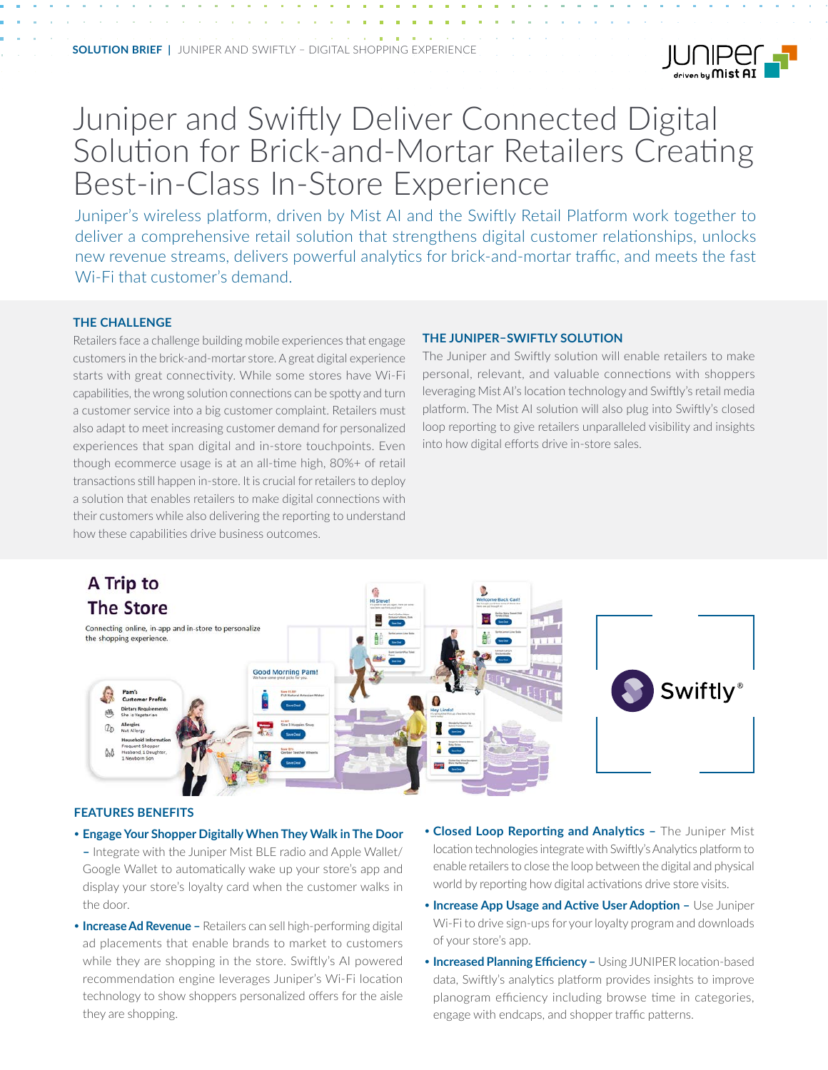# Juniper and Swiftly Deliver Connected Digital Solution for Brick-and-Mortar Retailers Creating Best-in-Class In-Store Experience

Juniper's wireless platform, driven by Mist AI and the Swiftly Retail Platform work together to deliver a comprehensive retail solution that strengthens digital customer relationships, unlocks new revenue streams, delivers powerful analytics for brick-and-mortar traffic, and meets the fast Wi-Fi that customer's demand.

## THE CHALLENGE

Retailers face a challenge building mobile experiences that engage customers in the brick-and-mortar store. A great digital experience starts with great connectivity. While some stores have Wi-Fi capabilities, the wrong solution connections can be spotty and turn a customer service into a big customer complaint. Retailers must also adapt to meet increasing customer demand for personalized experiences that span digital and in-store touchpoints. Even though ecommerce usage is at an all-time high, 80%+ of retail transactions still happen in-store. It is crucial for retailers to deploy a solution that enables retailers to make digital connections with their customers while also delivering the reporting to understand how these capabilities drive business outcomes.

## THE JUNIPER–SWIFTLY SOLUTION

The Juniper and Swiftly solution will enable retailers to make personal, relevant, and valuable connections with shoppers leveraging Mist AI's location technology and Swiftly's retail media platform. The Mist AI solution will also plug into Swiftly's closed loop reporting to give retailers unparalleled visibility and insights into how digital efforts drive in-store sales.

## FEATURES BENEFITS

- **Engage Your Shopper Digitally When They Walk in The Door –** Integrate with the Juniper Mist BLE radio and Apple Wallet/Google Wallet to automatically wake up your store's app and display your store's loyalty card when the customer walks in the door.
- **Increase Ad Revenue –** Retailers can sell high-performing digital ad placements that enable brands to market to customers while they are shopping in the store. Swiftly's AI powered recommendation engine leverages Juniper's Wi-Fi location technology to show shoppers personalized offers for the aisle they are shopping.
- **Closed Loop Reporting and Analytics –** The Juniper Mist location technologies integrate with Swiftly's Analytics platform to enable retailers to close the loop between the digital and physical world by reporting how digital activations drive store visits.
- **Increase App Usage and Active User Adoption –** Use Juniper Wi-Fi to drive sign-ups for your loyalty program and downloads of your store's app.
- **Increased Planning Efficiency –** Using JUNIPER location-based data, Swiftly's analytics platform provides insights to improve planogram efficiency including browse time in categories, engage with endcaps, and shopper traffic patterns.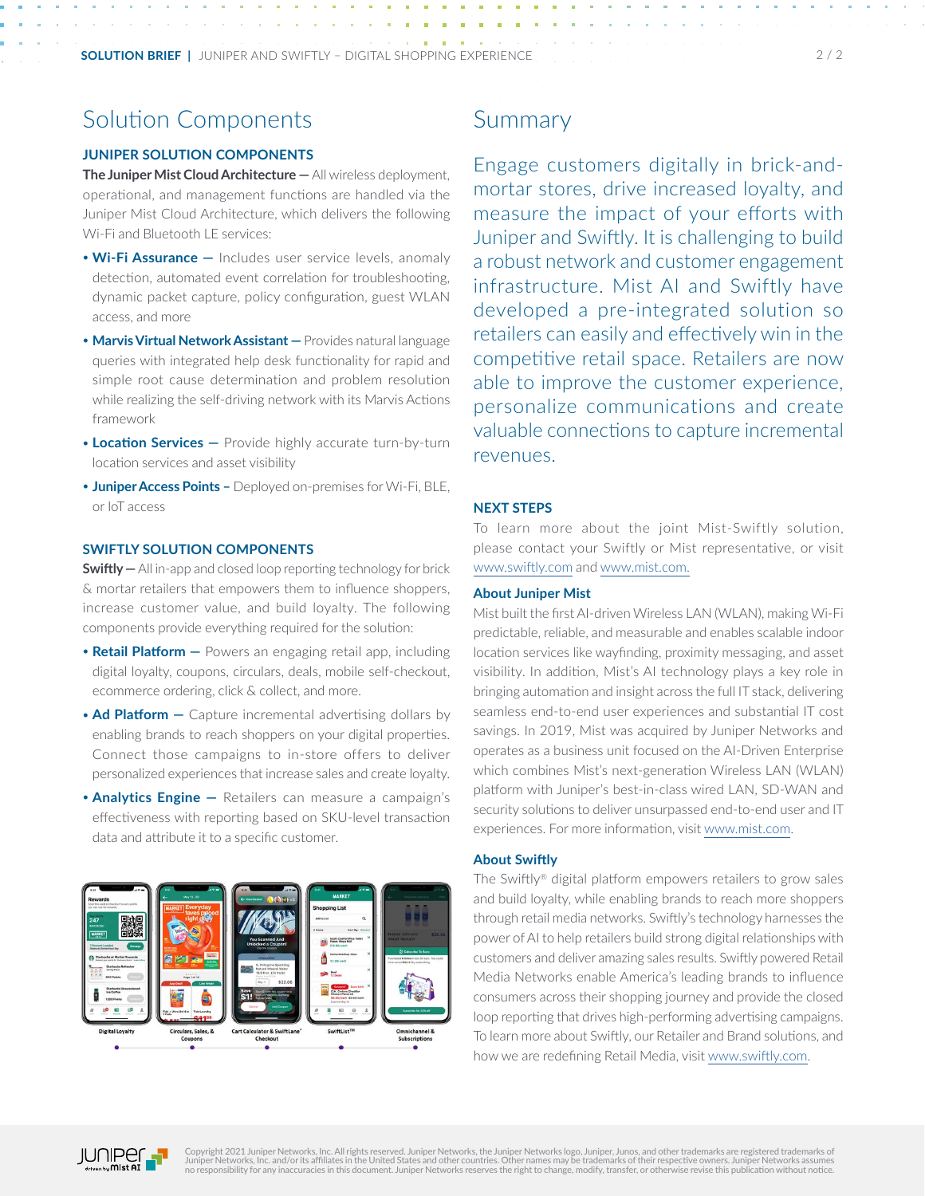## Solution Components

### JUNIPER SOLUTION COMPONENTS

**The Juniper Mist Cloud Architecture —** All wireless deployment, operational, and management functions are handled via the Juniper Mist Cloud Architecture, which delivers the following Wi-Fi and Bluetooth LE services:

- **Wi-Fi Assurance —** Includes user service levels, anomaly detection, automated event correlation for troubleshooting, dynamic packet capture, policy configuration, guest WLAN access, and more
- **Marvis Virtual Network Assistant —** Provides natural language queries with integrated help desk functionality for rapid and simple root cause determination and problem resolution while realizing the self-driving network with its Marvis Actions framework
- **Location Services —** Provide highly accurate turn-by-turn location services and asset visibility
- **Juniper Access Points –** Deployed on-premises for Wi-Fi, BLE, or IoT access

### SWIFTLY SOLUTION COMPONENTS

**Swiftly —** All in-app and closed loop reporting technology for brick & mortar retailers that empowers them to influence shoppers, increase customer value, and build loyalty. The following components provide everything required for the solution:

- **Retail Platform —** Powers an engaging retail app, including digital loyalty, coupons, circulars, deals, mobile self-checkout, ecommerce ordering, click & collect, and more.
- **Ad Platform —** Capture incremental advertising dollars by enabling brands to reach shoppers on your digital properties. Connect those campaigns to in-store offers to deliver personalized experiences that increase sales and create loyalty.
- **Analytics Engine —** Retailers can measure a campaign's effectiveness with reporting based on SKU-level transaction data and attribute it to a specific customer.

Digital Loyalty
Circulars, Sales, & Coupons
Cart Calculator & SwiftLane® Checkout
SwiftList™
Omnichannel & Subscriptions

## Summary

Engage customers digitally in brick-and-mortar stores, drive increased loyalty, and measure the impact of your efforts with Juniper and Swiftly. It is challenging to build a robust network and customer engagement infrastructure. Mist AI and Swiftly have developed a pre-integrated solution so retailers can easily and effectively win in the competitive retail space. Retailers are now able to improve the customer experience, personalize communications and create valuable connections to capture incremental revenues.

### NEXT STEPS

To learn more about the joint Mist-Swiftly solution, please contact your Swiftly or Mist representative, or visit www.swiftly.com and www.mist.com.

### About Juniper Mist

Mist built the first AI-driven Wireless LAN (WLAN), making Wi-Fi predictable, reliable, and measurable and enables scalable indoor location services like wayfinding, proximity messaging, and asset visibility. In addition, Mist's AI technology plays a key role in bringing automation and insight across the full IT stack, delivering seamless end-to-end user experiences and substantial IT cost savings. In 2019, Mist was acquired by Juniper Networks and operates as a business unit focused on the AI-Driven Enterprise which combines Mist's next-generation Wireless LAN (WLAN) platform with Juniper's best-in-class wired LAN, SD-WAN and security solutions to deliver unsurpassed end-to-end user and IT experiences. For more information, visit www.mist.com.

### About Swiftly

The Swiftly® digital platform empowers retailers to grow sales and build loyalty, while enabling brands to reach more shoppers through retail media networks. Swiftly's technology harnesses the power of AI to help retailers build strong digital relationships with customers and deliver amazing sales results. Swiftly powered Retail Media Networks enable America's leading brands to influence consumers across their shopping journey and provide the closed loop reporting that drives high-performing advertising campaigns. To learn more about Swiftly, our Retailer and Brand solutions, and how we are redefining Retail Media, visit www.swiftly.com.

Copyright 2021 Juniper Networks, Inc. All rights reserved. Juniper Networks, the Juniper Networks logo, Juniper, Junos, and other trademarks are registered trademarks of Juniper Networks, Inc. and/or its affiliates in the United States and other countries. Other names may be trademarks of their respective owners. Juniper Networks assumes no responsibility for any inaccuracies in this document. Juniper Networks reserves the right to change, modify, transfer, or otherwise revise this publication without notice.